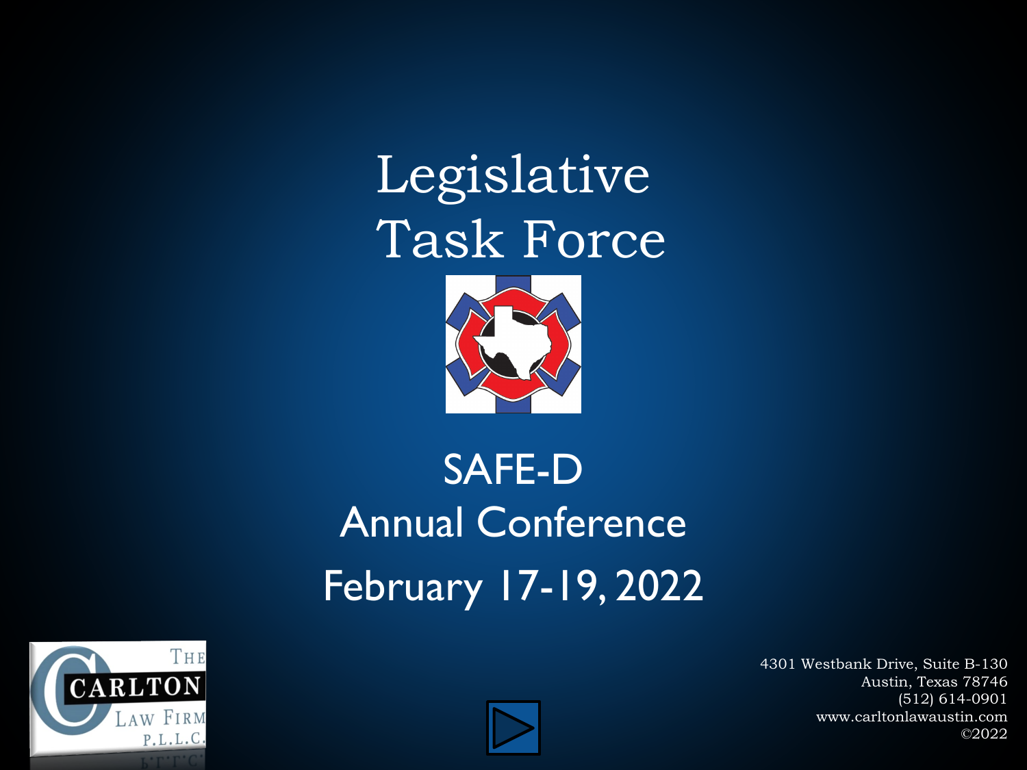# Legislative Task Force

## SAFE-D Annual Conference

February 17-19, 2022

4301 Westbank Drive, Suite B-130
Austin, Texas 78746
(512) 614-0901
www.carltonlawaustin.com
©2022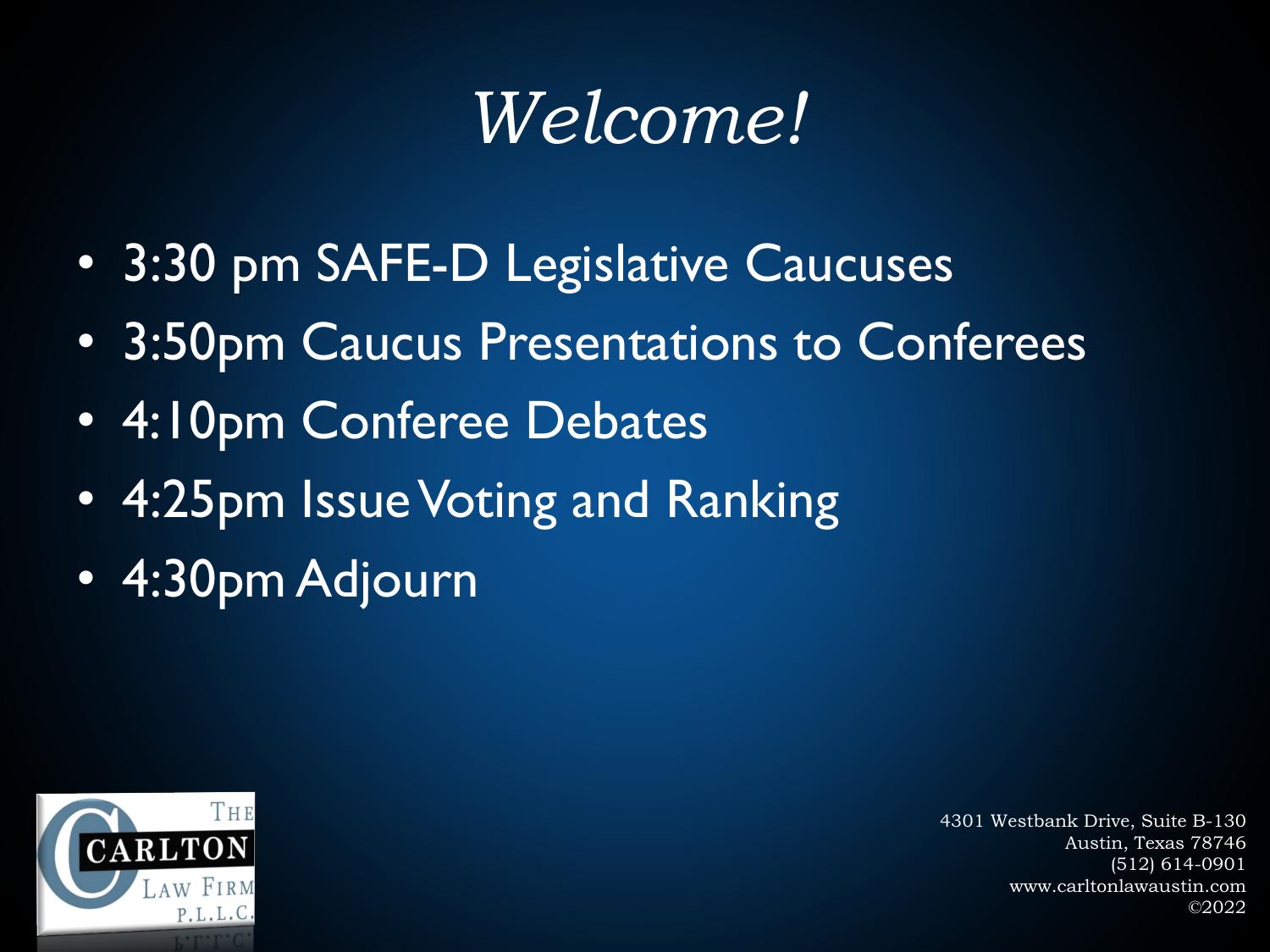# *Welcome!*

- 3:30 pm SAFE-D Legislative Caucuses
- 3:50pm Caucus Presentations to Conferees
- 4:10pm Conferee Debates
- 4:25pm Issue Voting and Ranking
- 4:30pm Adjourn

The Carlton Law Firm P.L.L.C.

4301 Westbank Drive, Suite B-130
Austin, Texas 78746
(512) 614-0901
www.carltonlawaustin.com
©2022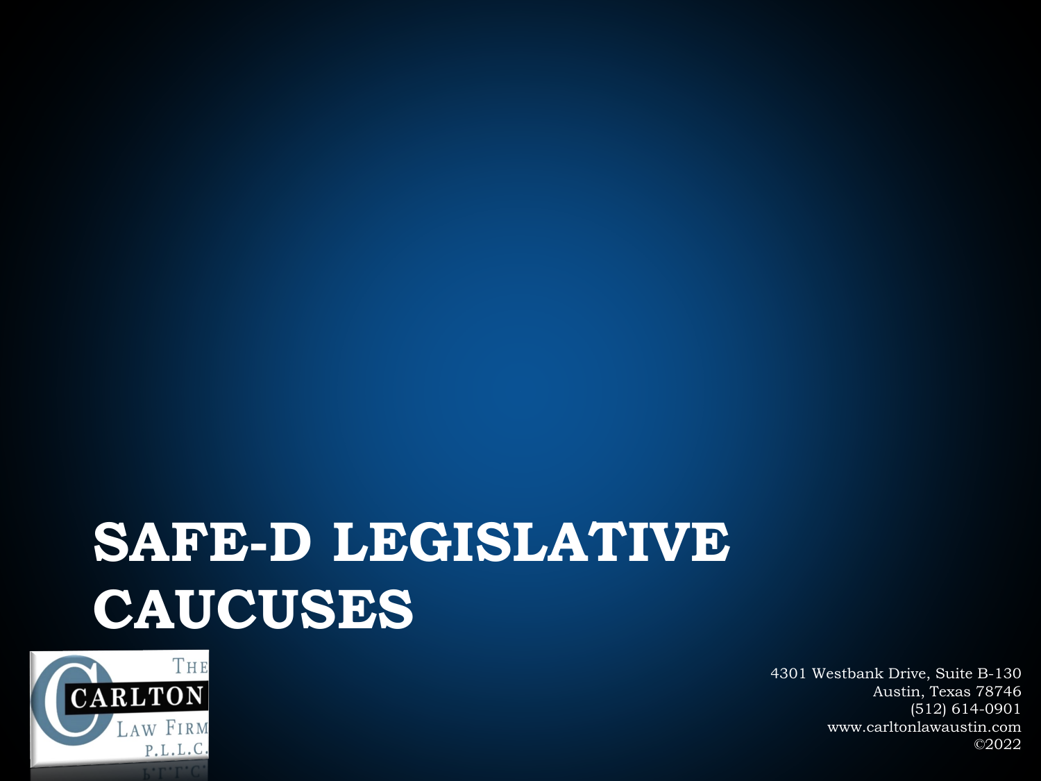# SAFE-D LEGISLATIVE CAUCUSES

THE CARLTON LAW FIRM P.L.L.C.

4301 Westbank Drive, Suite B-130
Austin, Texas 78746
(512) 614-0901
www.carltonlawaustin.com
©2022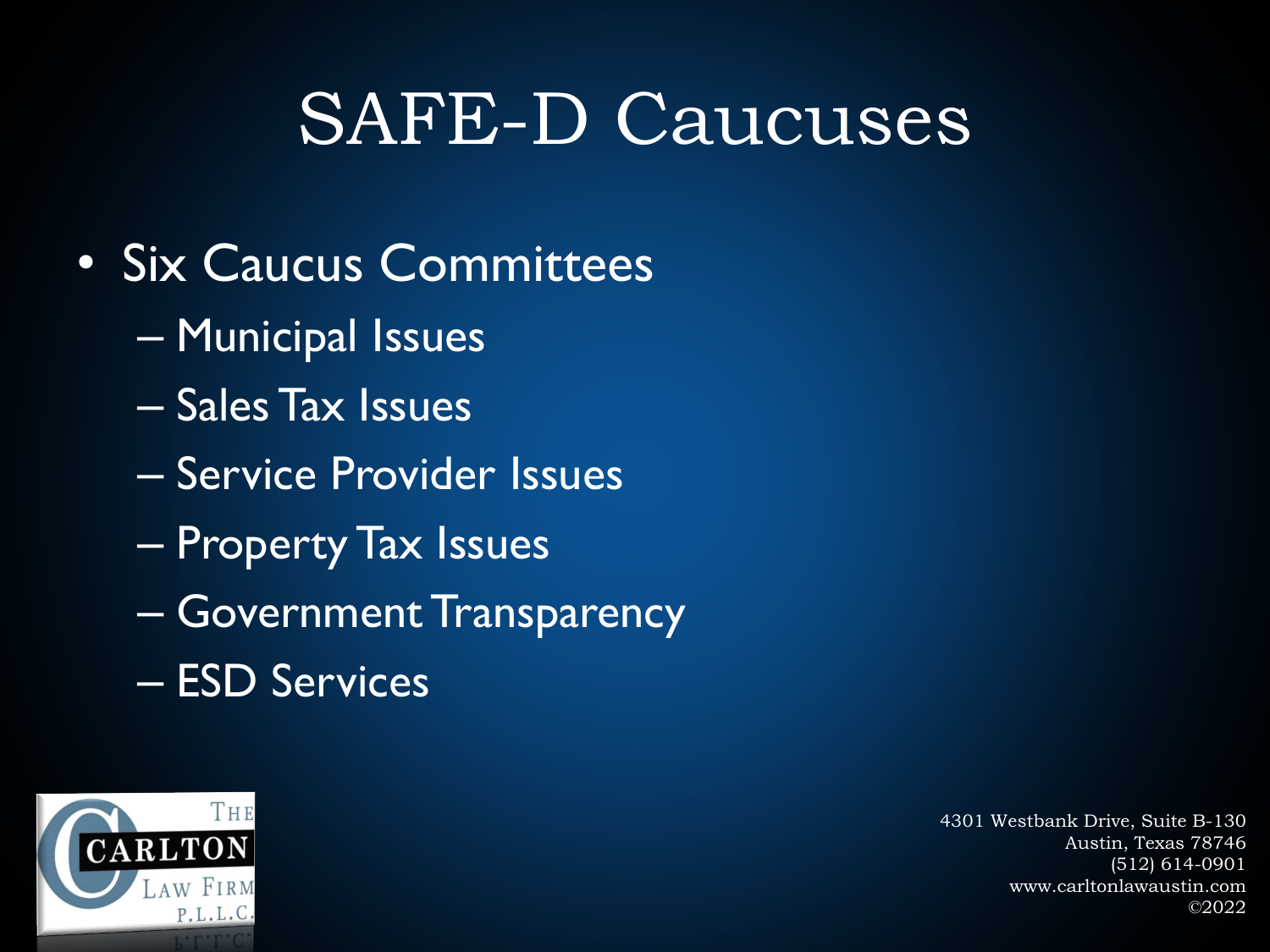# SAFE-D Caucuses

- Six Caucus Committees
  - Municipal Issues
  - Sales Tax Issues
  - Service Provider Issues
  - Property Tax Issues
  - Government Transparency
  - ESD Services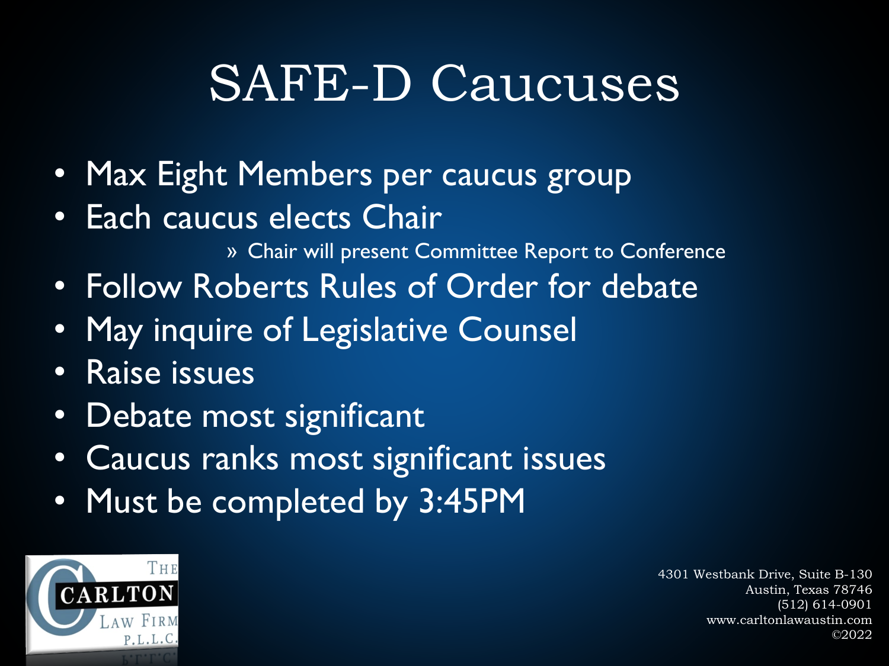# SAFE-D Caucuses

- Max Eight Members per caucus group
- Each caucus elects Chair
  - » Chair will present Committee Report to Conference
- Follow Roberts Rules of Order for debate
- May inquire of Legislative Counsel
- Raise issues
- Debate most significant
- Caucus ranks most significant issues
- Must be completed by 3:45PM

THE CARLTON LAW FIRM P.L.L.C.

4301 Westbank Drive, Suite B-130
Austin, Texas 78746
(512) 614-0901
www.carltonlawaustin.com
©2022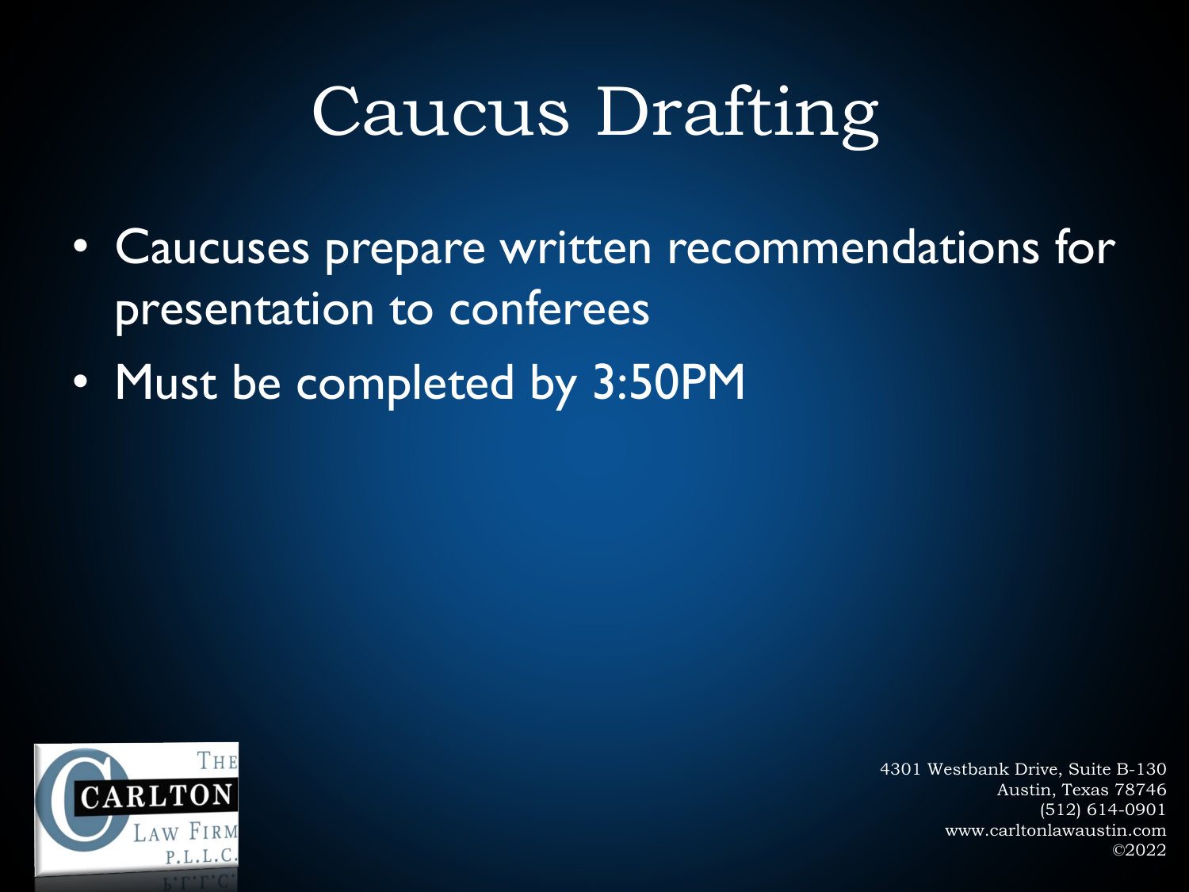# Caucus Drafting

- Caucuses prepare written recommendations for presentation to conferees
- Must be completed by 3:50PM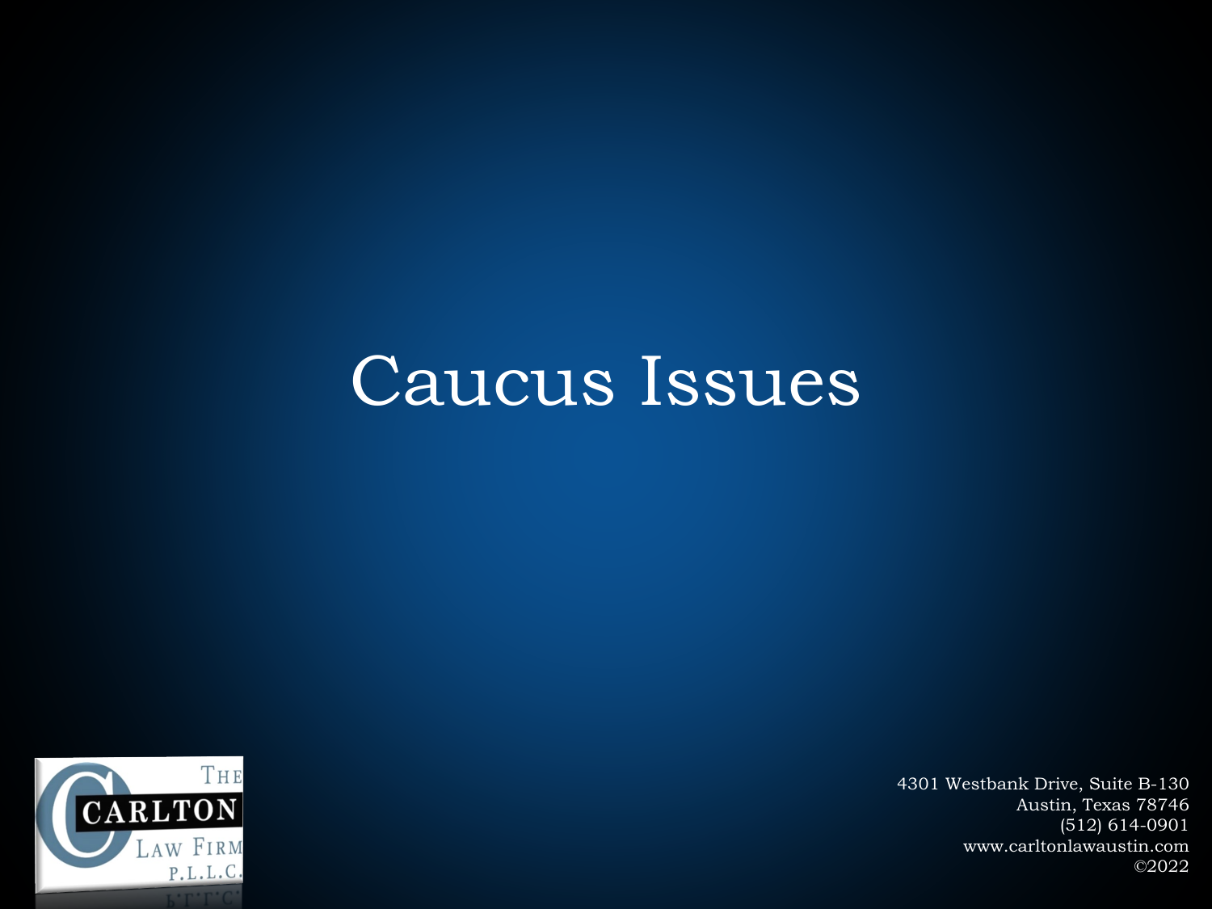# Caucus Issues

4301 Westbank Drive, Suite B-130
Austin, Texas 78746
(512) 614-0901
www.carltonlawaustin.com
©2022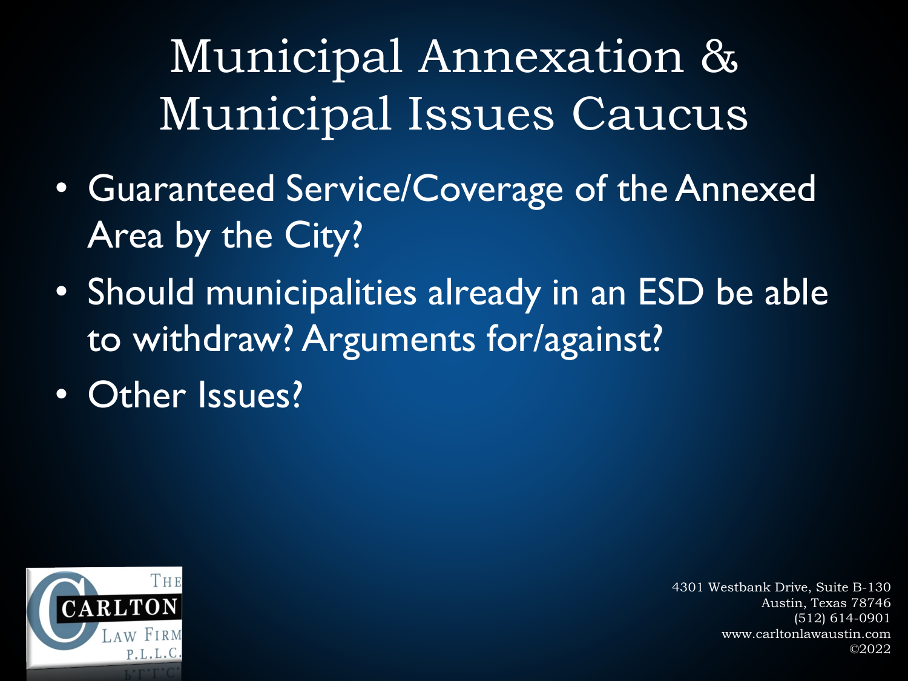# Municipal Annexation & Municipal Issues Caucus

- Guaranteed Service/Coverage of the Annexed Area by the City?
- Should municipalities already in an ESD be able to withdraw? Arguments for/against?
- Other Issues?

4301 Westbank Drive, Suite B-130
Austin, Texas 78746
(512) 614-0901
www.carltonlawaustin.com
©2022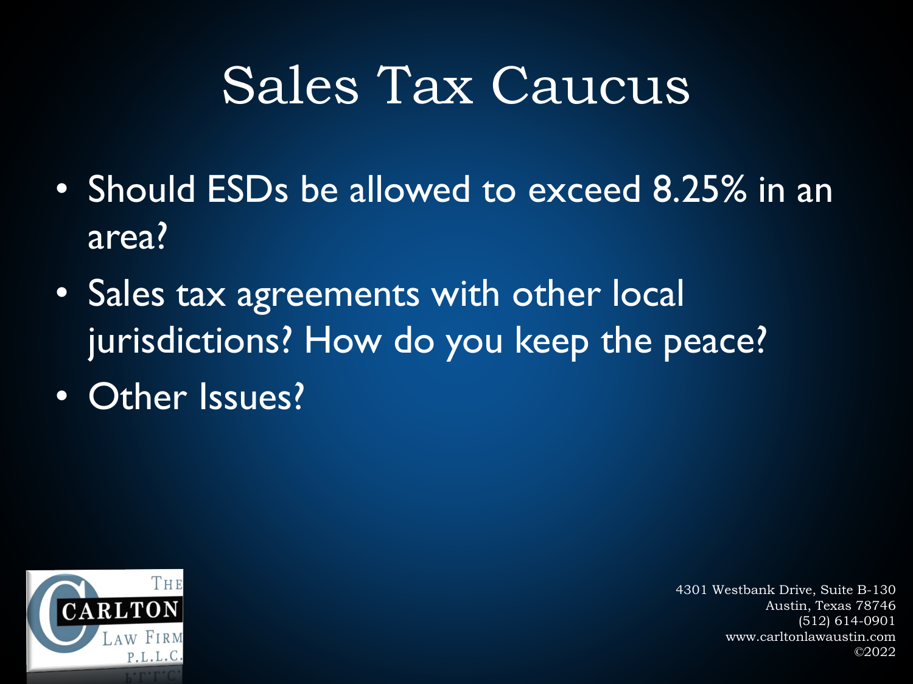# Sales Tax Caucus

- Should ESDs be allowed to exceed 8.25% in an area?
- Sales tax agreements with other local jurisdictions? How do you keep the peace?
- Other Issues?

THE CARLTON LAW FIRM P.L.L.C.

4301 Westbank Drive, Suite B-130
Austin, Texas 78746
(512) 614-0901
www.carltonlawaustin.com
©2022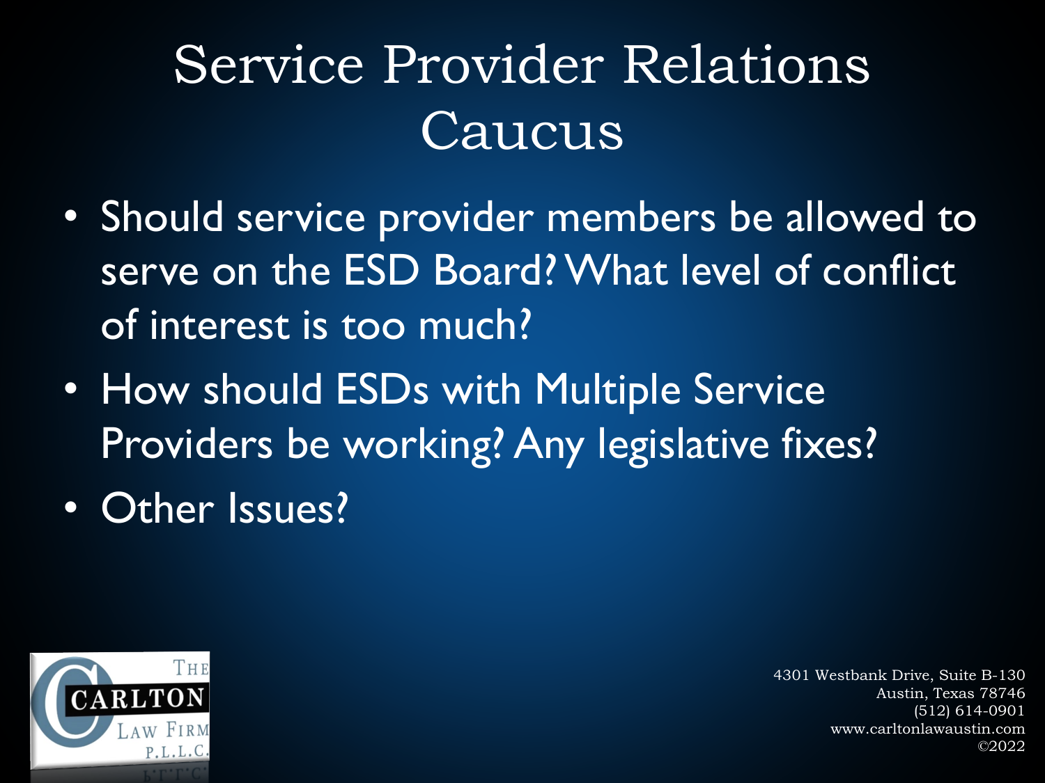# Service Provider Relations Caucus

- Should service provider members be allowed to serve on the ESD Board? What level of conflict of interest is too much?
- How should ESDs with Multiple Service Providers be working? Any legislative fixes?
- Other Issues?

4301 Westbank Drive, Suite B-130
Austin, Texas 78746
(512) 614-0901
www.carltonlawaustin.com
©2022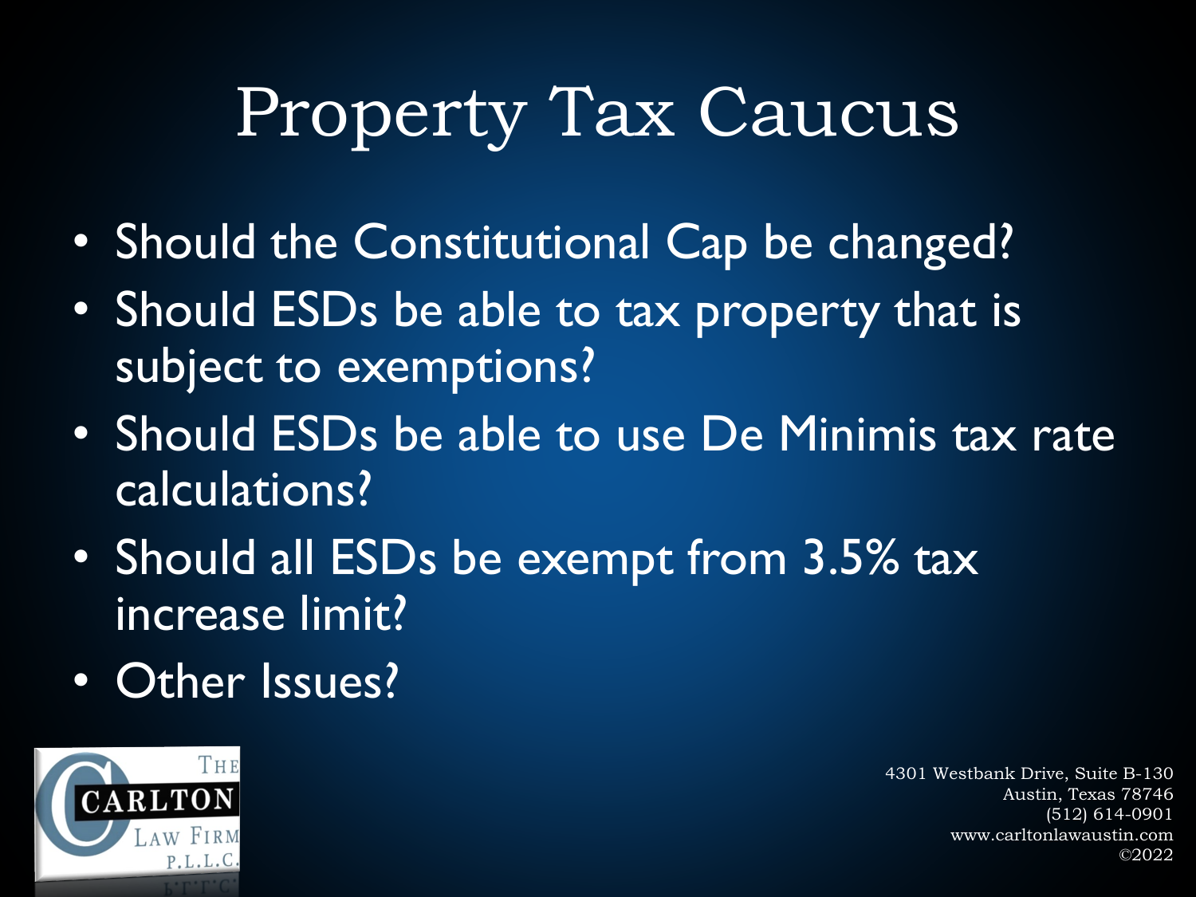# Property Tax Caucus

- Should the Constitutional Cap be changed?
- Should ESDs be able to tax property that is subject to exemptions?
- Should ESDs be able to use De Minimis tax rate calculations?
- Should all ESDs be exempt from 3.5% tax increase limit?
- Other Issues?

THE CARLTON LAW FIRM P.L.L.C.

4301 Westbank Drive, Suite B-130
Austin, Texas 78746
(512) 614-0901
www.carltonlawaustin.com
©2022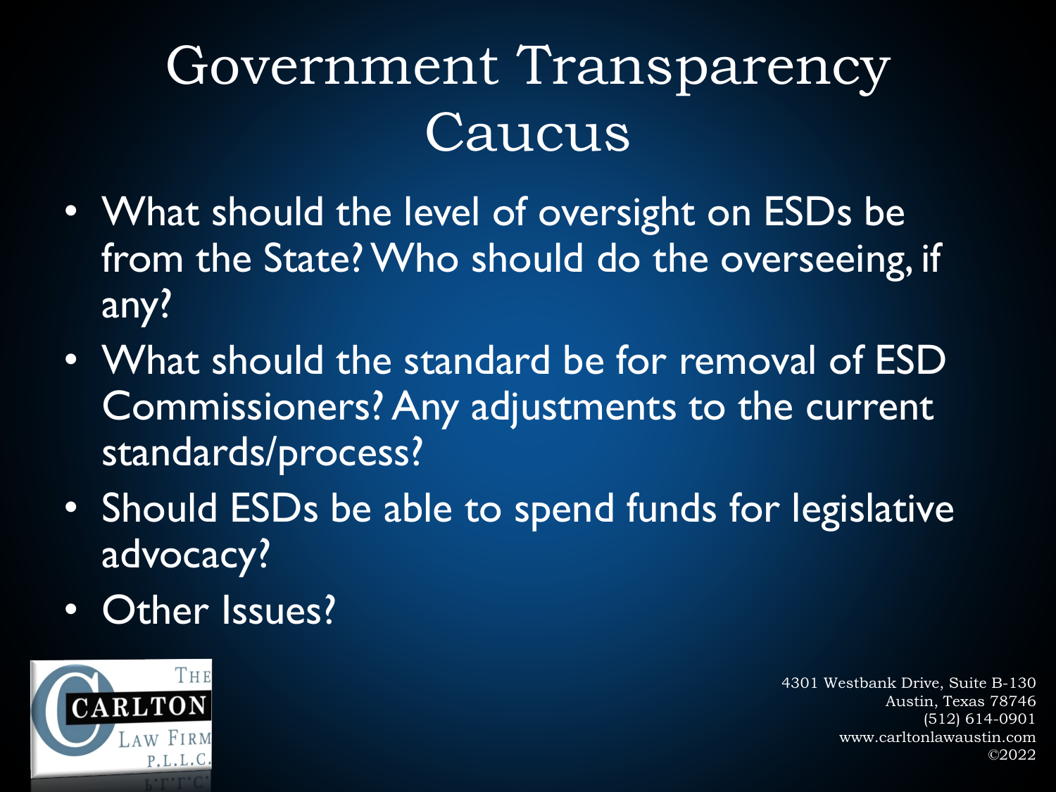# Government Transparency Caucus

- What should the level of oversight on ESDs be from the State? Who should do the overseeing, if any?
- What should the standard be for removal of ESD Commissioners? Any adjustments to the current standards/process?
- Should ESDs be able to spend funds for legislative advocacy?
- Other Issues?

4301 Westbank Drive, Suite B-130
Austin, Texas 78746
(512) 614-0901
www.carltonlawaustin.com
©2022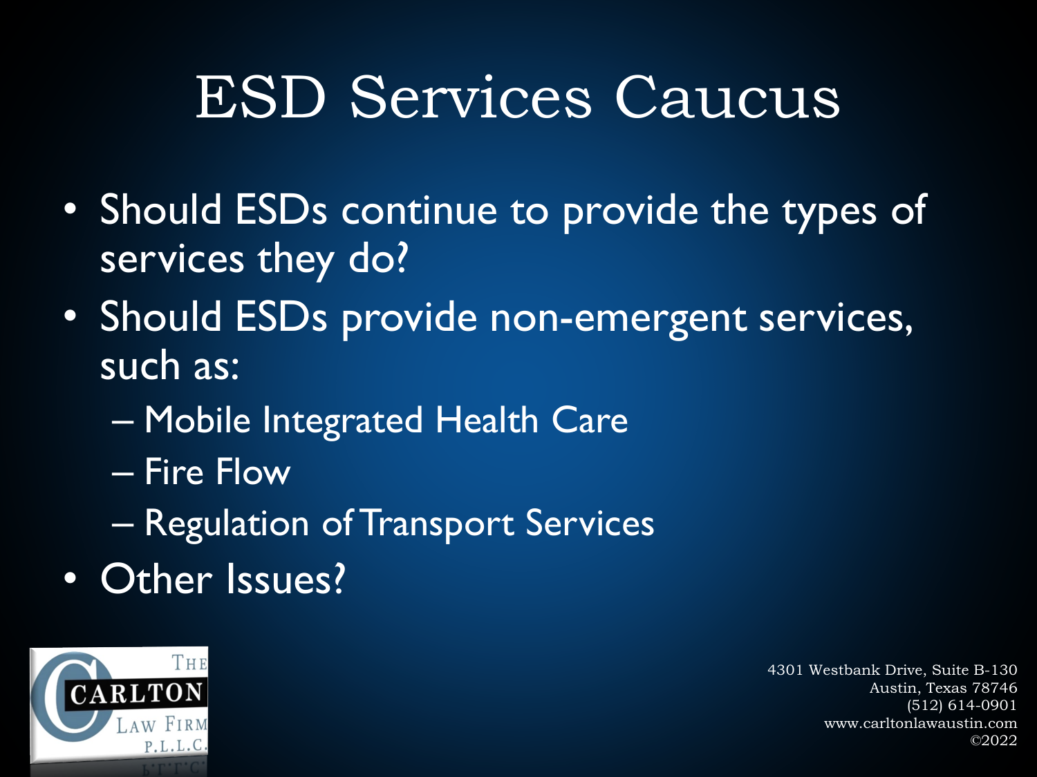# ESD Services Caucus

- Should ESDs continue to provide the types of services they do?
- Should ESDs provide non-emergent services, such as:
  - Mobile Integrated Health Care
  - Fire Flow
  - Regulation of Transport Services
- Other Issues?

The Carlton Law Firm P.L.L.C.

4301 Westbank Drive, Suite B-130
Austin, Texas 78746
(512) 614-0901
www.carltonlawaustin.com
©2022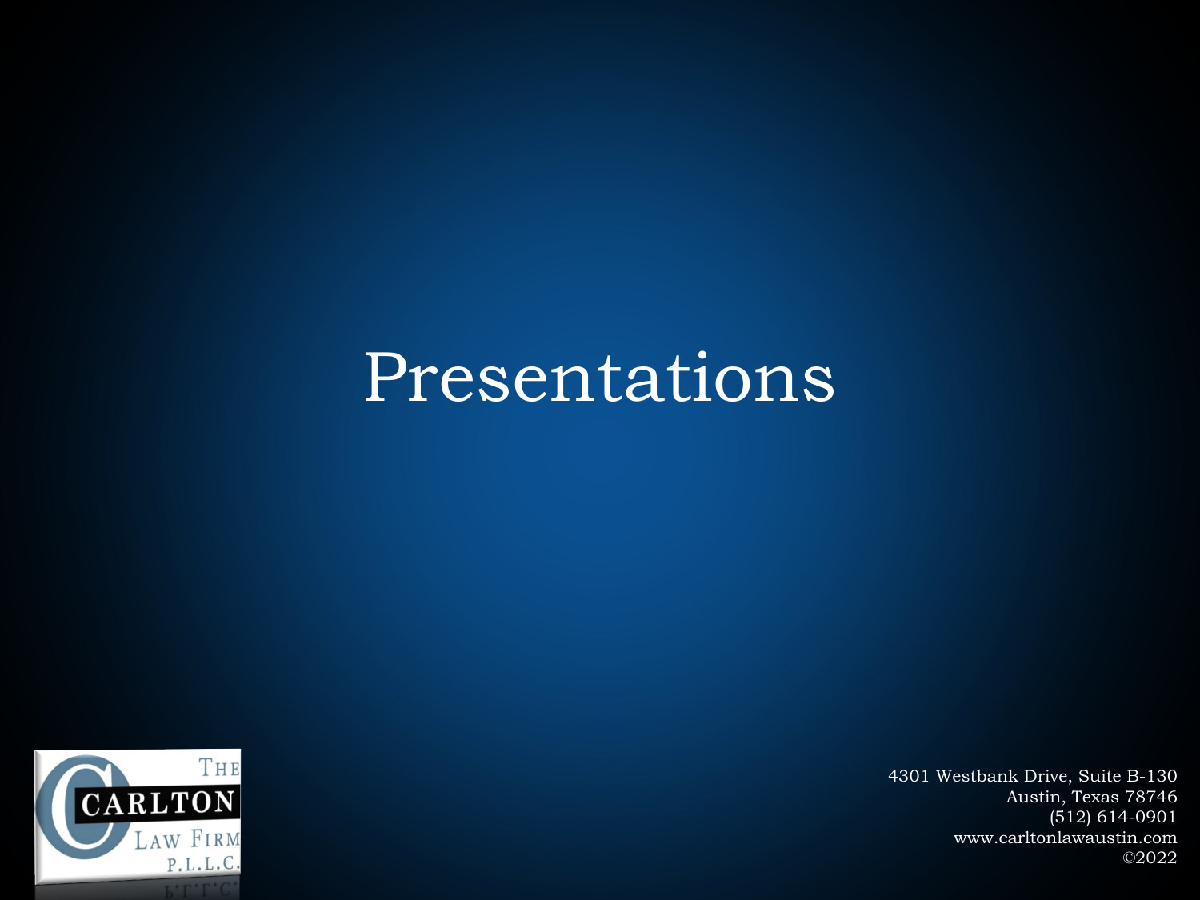# Presentations

4301 Westbank Drive, Suite B-130
Austin, Texas 78746
(512) 614-0901
www.carltonlawaustin.com
©2022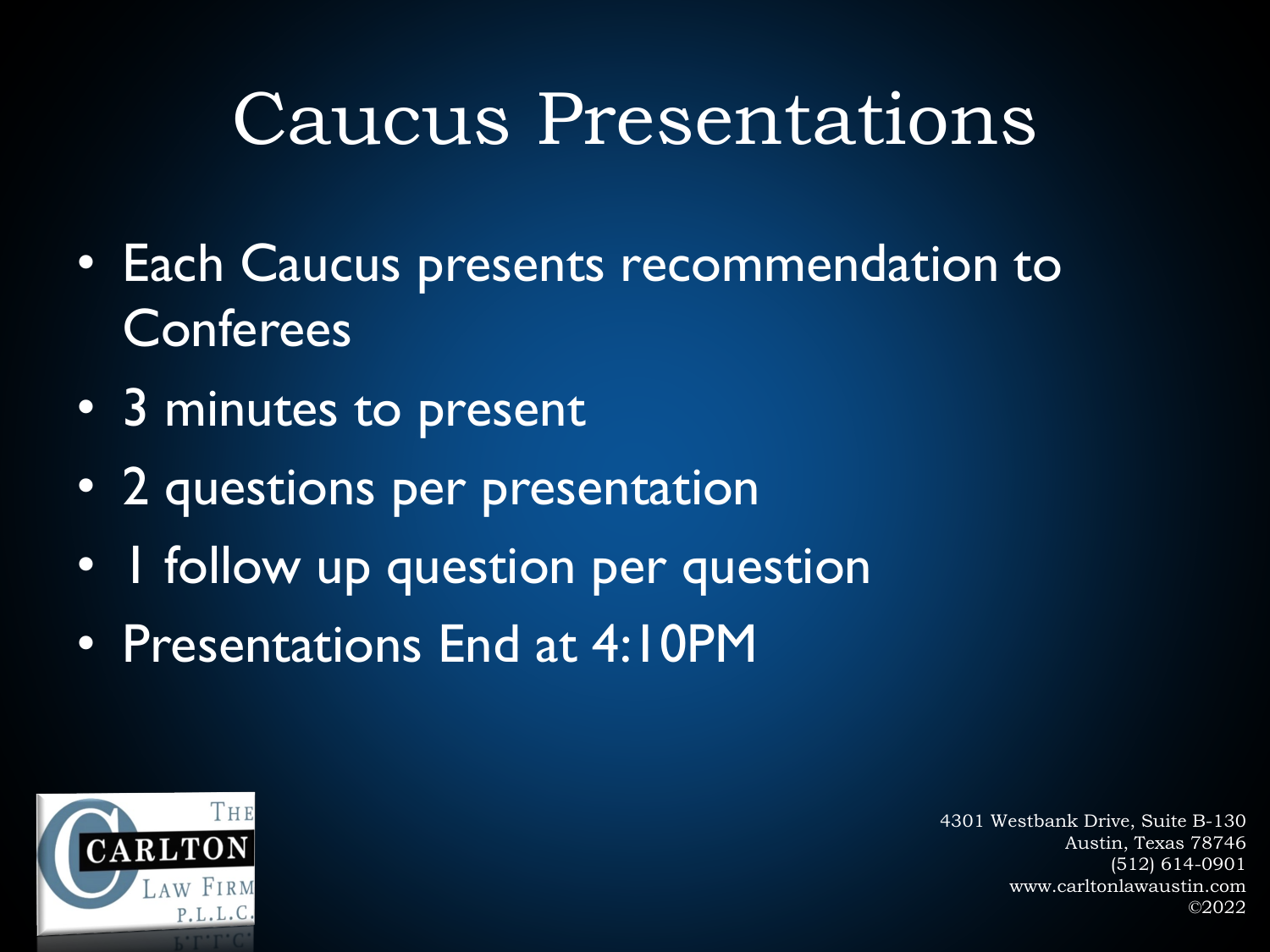# Caucus Presentations

- Each Caucus presents recommendation to Conferees
- 3 minutes to present
- 2 questions per presentation
- 1 follow up question per question
- Presentations End at 4:10PM

4301 Westbank Drive, Suite B-130
Austin, Texas 78746
(512) 614-0901
www.carltonlawaustin.com
©2022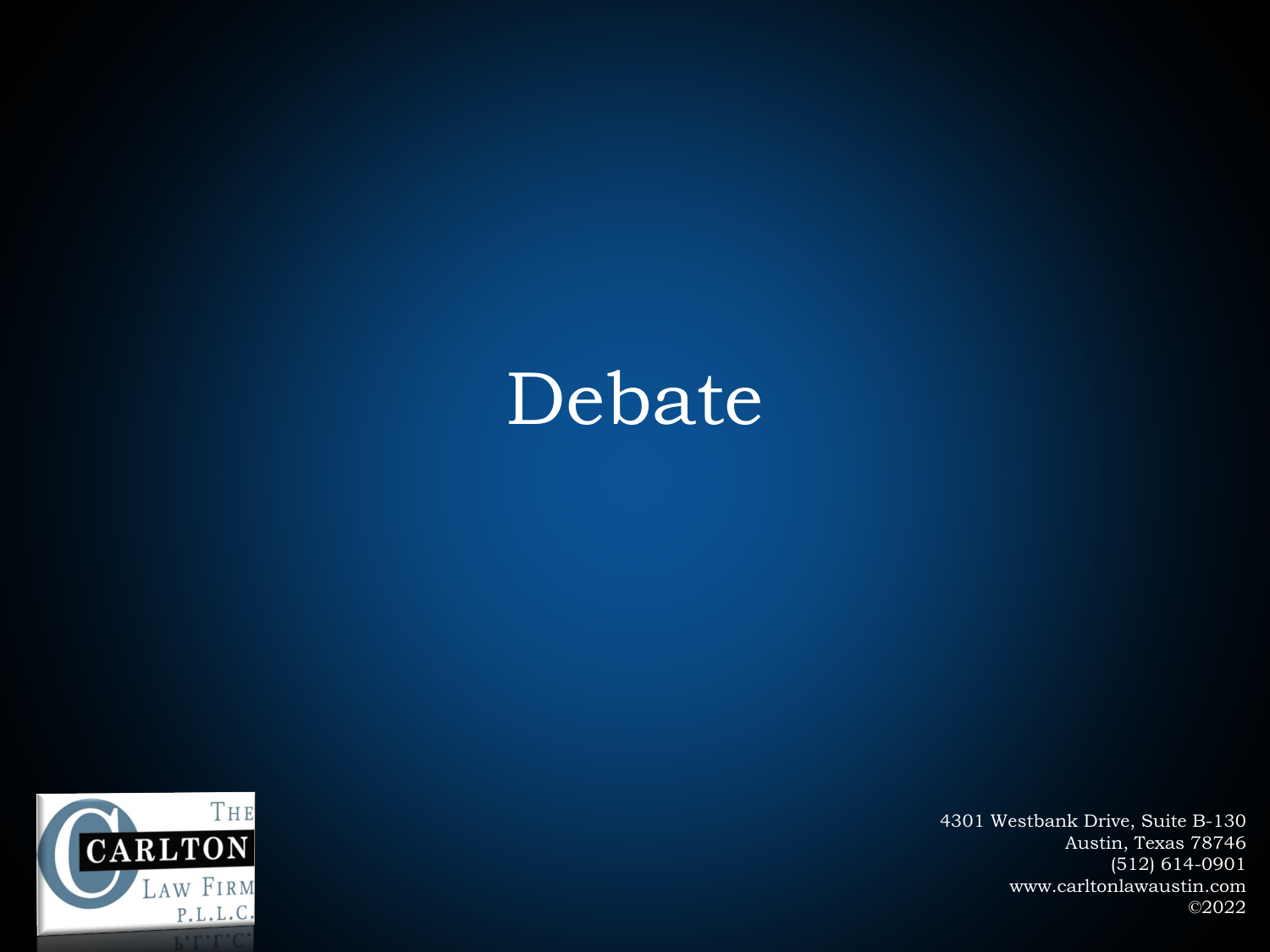# Debate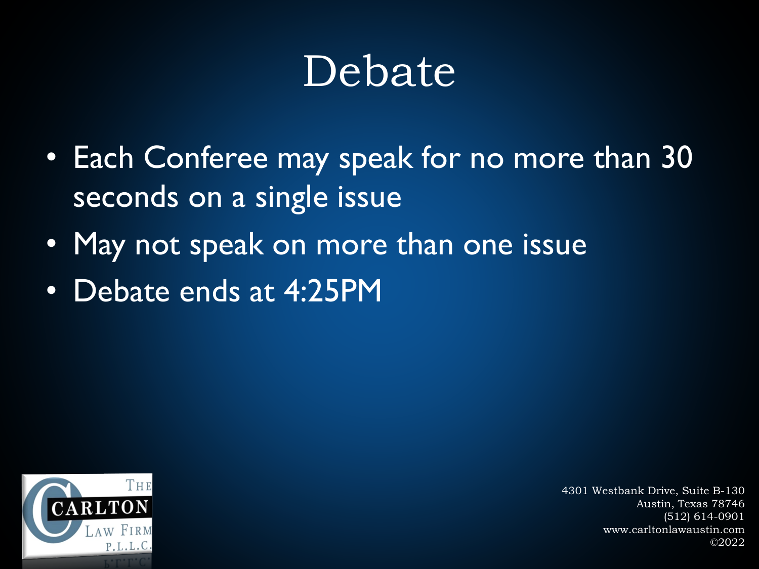# Debate

- Each Conferee may speak for no more than 30 seconds on a single issue
- May not speak on more than one issue
- Debate ends at 4:25PM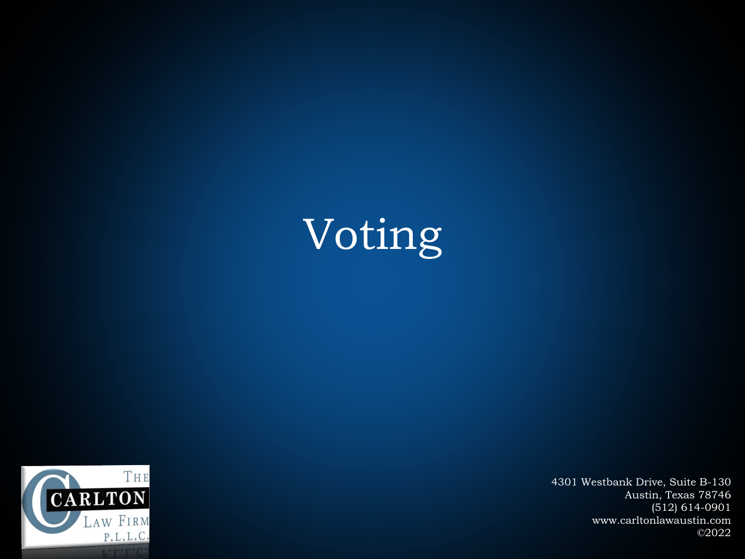# Voting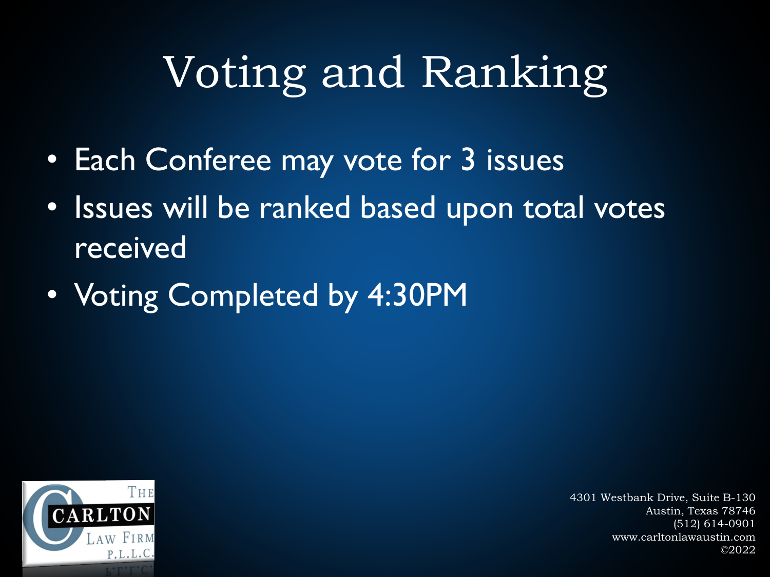# Voting and Ranking

- Each Conferee may vote for 3 issues
- Issues will be ranked based upon total votes received
- Voting Completed by 4:30PM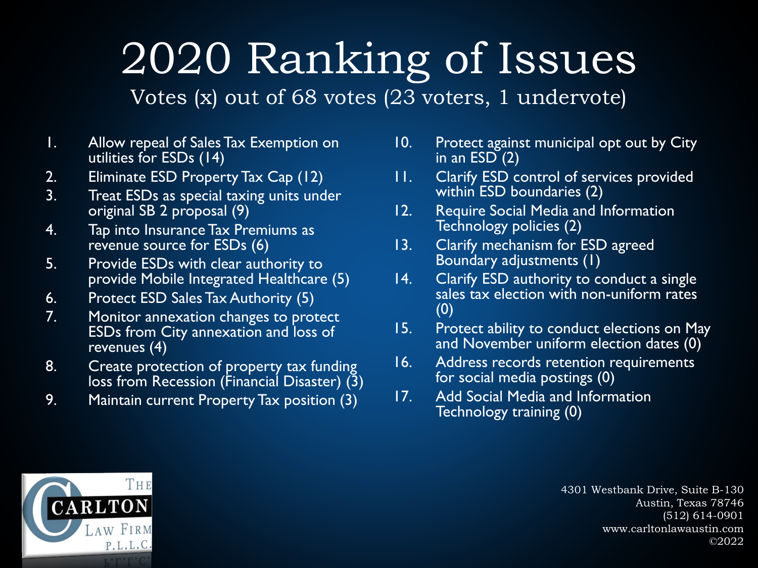# 2020 Ranking of Issues

Votes (x) out of 68 votes (23 voters, 1 undervote)

1. Allow repeal of Sales Tax Exemption on utilities for ESDs (14)
2. Eliminate ESD Property Tax Cap (12)
3. Treat ESDs as special taxing units under original SB 2 proposal (9)
4. Tap into Insurance Tax Premiums as revenue source for ESDs (6)
5. Provide ESDs with clear authority to provide Mobile Integrated Healthcare (5)
6. Protect ESD Sales Tax Authority (5)
7. Monitor annexation changes to protect ESDs from City annexation and loss of revenues (4)
8. Create protection of property tax funding loss from Recession (Financial Disaster) (3)
9. Maintain current Property Tax position (3)
10. Protect against municipal opt out by City in an ESD (2)
11. Clarify ESD control of services provided within ESD boundaries (2)
12. Require Social Media and Information Technology policies (2)
13. Clarify mechanism for ESD agreed Boundary adjustments (1)
14. Clarify ESD authority to conduct a single sales tax election with non-uniform rates (0)
15. Protect ability to conduct elections on May and November uniform election dates (0)
16. Address records retention requirements for social media postings (0)
17. Add Social Media and Information Technology training (0)

The Carlton Law Firm P.L.L.C.

4301 Westbank Drive, Suite B-130
Austin, Texas 78746
(512) 614-0901
www.carltonlawaustin.com
©2022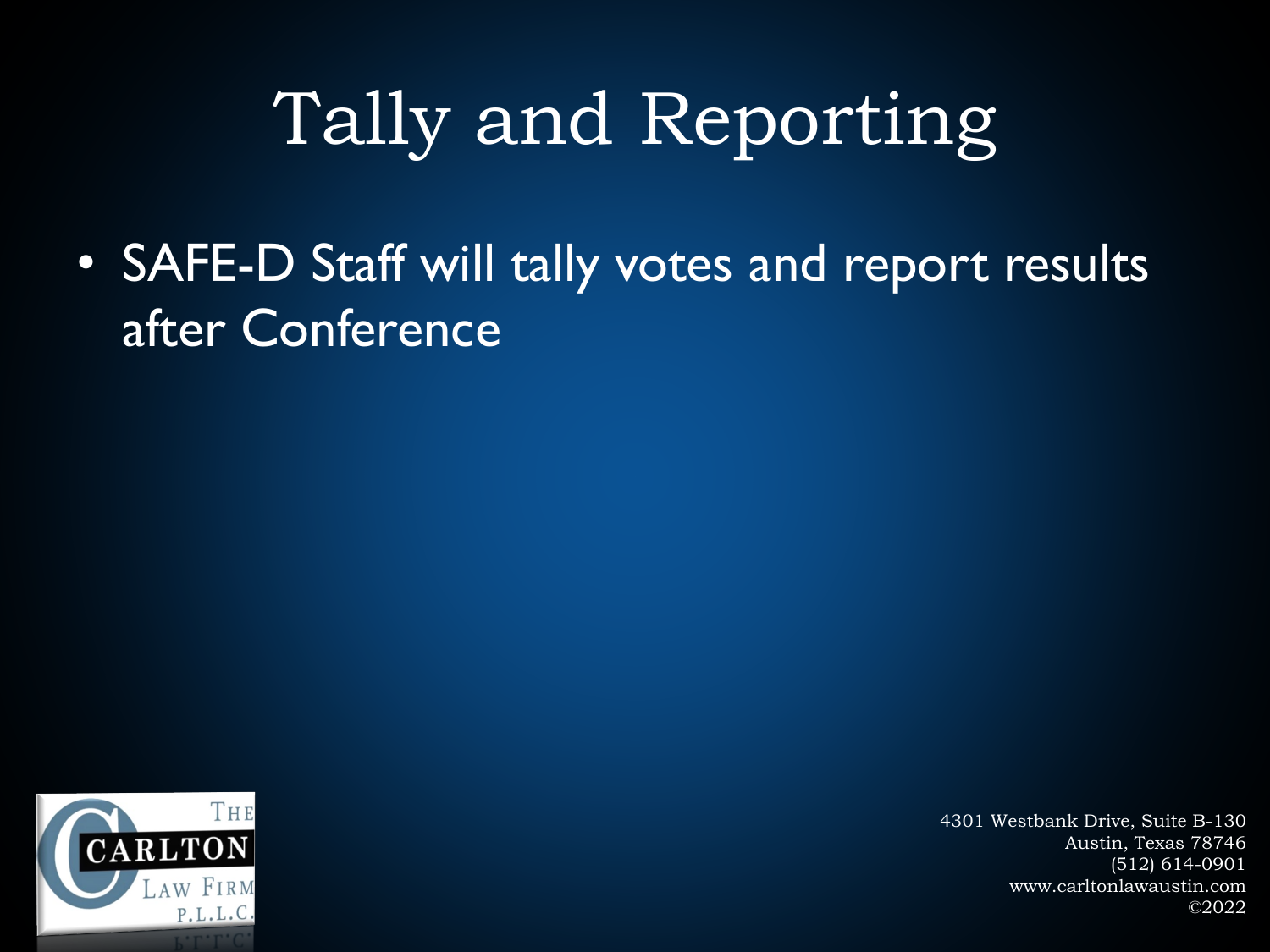# Tally and Reporting

- SAFE-D Staff will tally votes and report results after Conference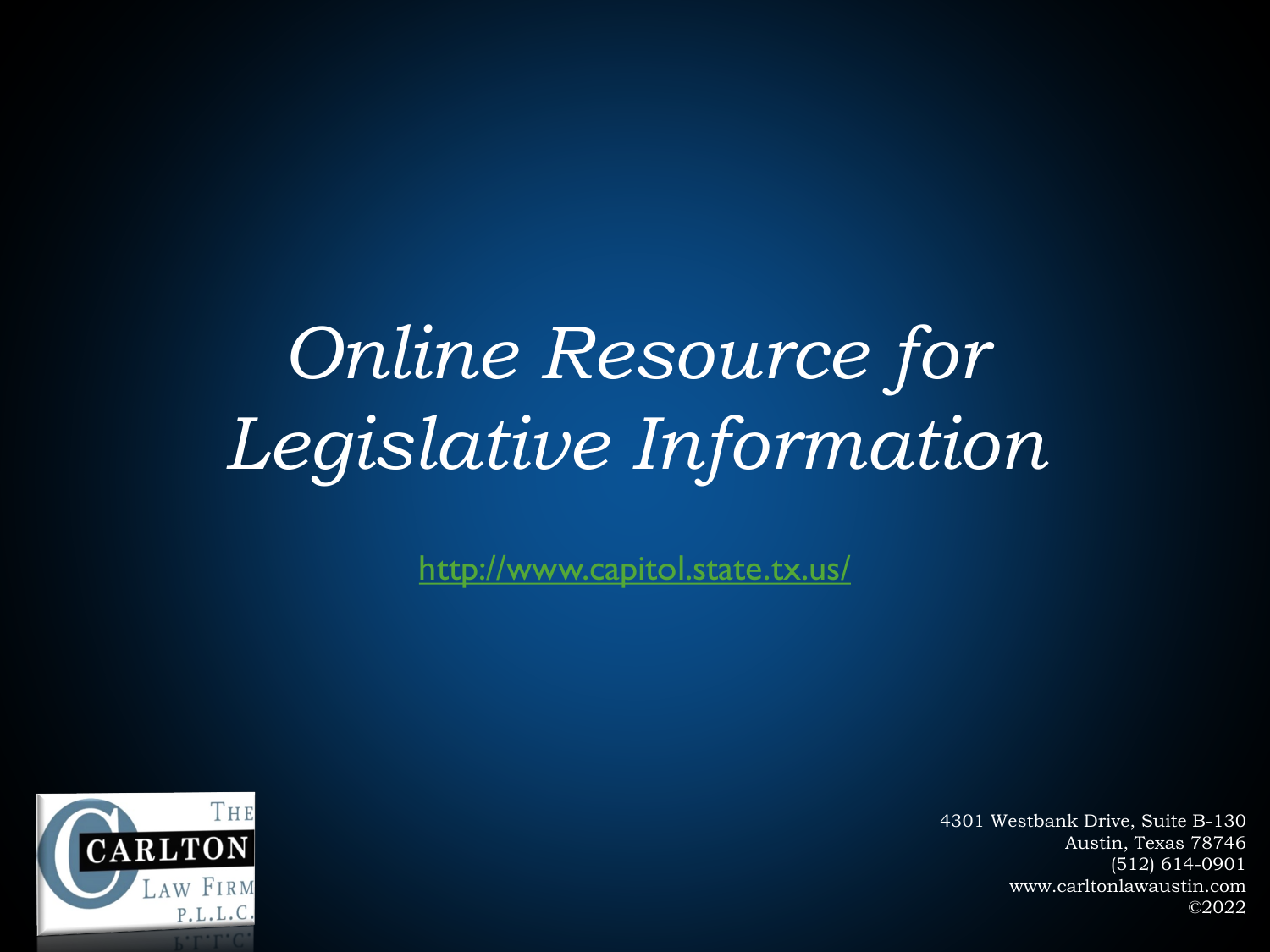# *Online Resource for Legislative Information*

http://www.capitol.state.tx.us/

4301 Westbank Drive, Suite B-130
Austin, Texas 78746
(512) 614-0901
www.carltonlawaustin.com
©2022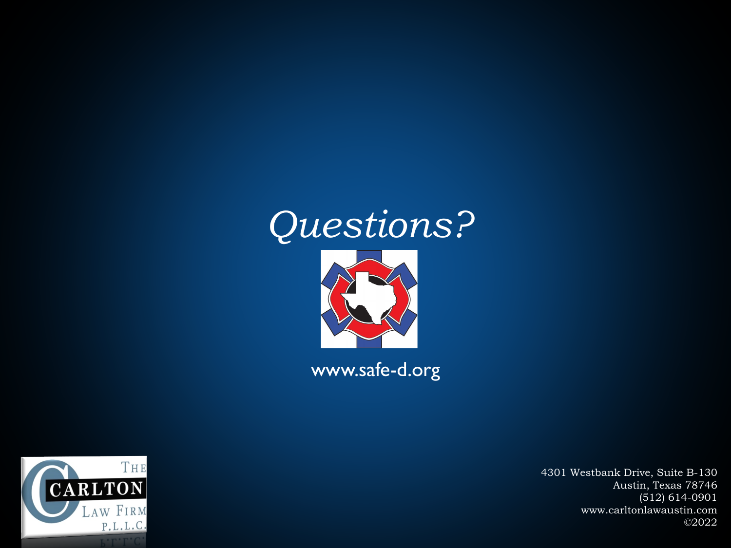*Questions?*

www.safe-d.org

4301 Westbank Drive, Suite B-130
Austin, Texas 78746
(512) 614-0901
www.carltonlawaustin.com
©2022